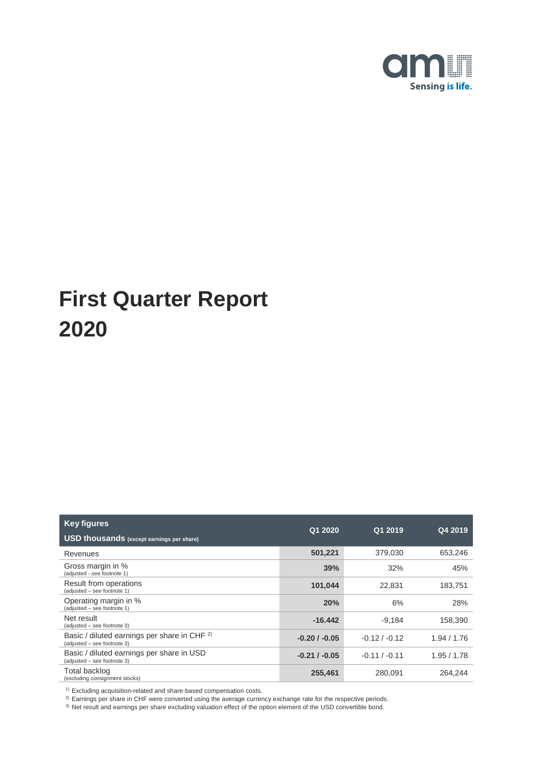Sensing is life.

# First Quarter Report 2020

| Key figures<br>USD thousands (except earnings per share) | Q1 2020 | Q1 2019 | Q4 2019 |
|---|---|---|---|
| Revenues | **501,221** | 379,030 | 653,246 |
| Gross margin in %<br>(adjusted - see footnote 1) | **39%** | 32% | 45% |
| Result from operations<br>(adjusted – see footnote 1) | **101,044** | 22,831 | 183,751 |
| Operating margin in %<br>(adjusted – see footnote 1) | **20%** | 6% | 28% |
| Net result<br>(adjusted – see footnote 3) | **-16.442** | -9,184 | 158,390 |
| Basic / diluted earnings per share in CHF [2)]<br>(adjusted – see footnote 3) | **-0.20 / -0.05** | -0.12 / -0.12 | 1.94 / 1.76 |
| Basic / diluted earnings per share in USD<br>(adjusted – see footnote 3) | **-0.21 / -0.05** | -0.11 / -0.11 | 1.95 / 1.78 |
| Total backlog<br>(excluding consignment stocks) | **255,461** | 280,091 | 264,244 |

[1)] Excluding acquisition-related and share-based compensation costs.
[2)] Earnings per share in CHF were converted using the average currency exchange rate for the respective periods.
[3)] Net result and earnings per share excluding valuation effect of the option element of the USD convertible bond.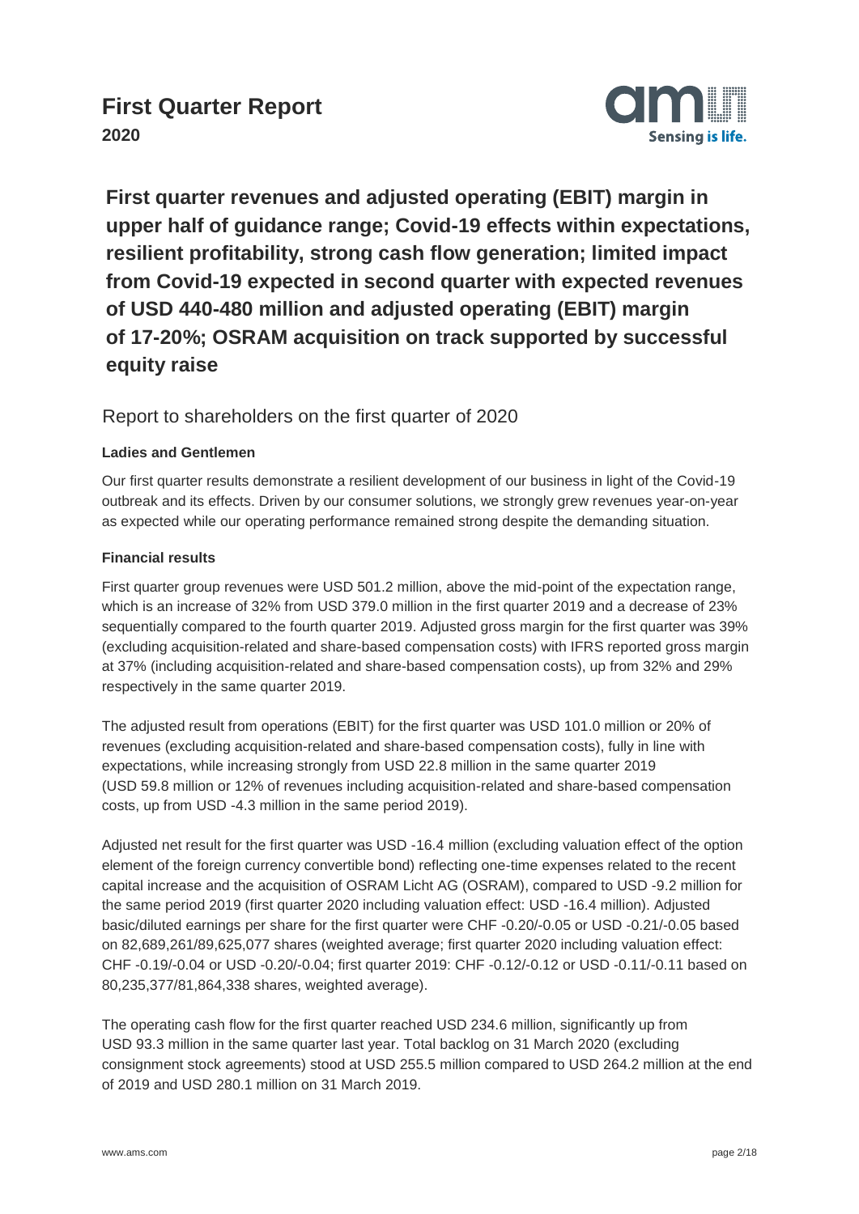# First Quarter Report
**2020**

## First quarter revenues and adjusted operating (EBIT) margin in upper half of guidance range; Covid-19 effects within expectations, resilient profitability, strong cash flow generation; limited impact from Covid-19 expected in second quarter with expected revenues of USD 440-480 million and adjusted operating (EBIT) margin of 17-20%; OSRAM acquisition on track supported by successful equity raise

Report to shareholders on the first quarter of 2020

**Ladies and Gentlemen**

Our first quarter results demonstrate a resilient development of our business in light of the Covid-19 outbreak and its effects. Driven by our consumer solutions, we strongly grew revenues year-on-year as expected while our operating performance remained strong despite the demanding situation.

**Financial results**

First quarter group revenues were USD 501.2 million, above the mid-point of the expectation range, which is an increase of 32% from USD 379.0 million in the first quarter 2019 and a decrease of 23% sequentially compared to the fourth quarter 2019. Adjusted gross margin for the first quarter was 39% (excluding acquisition-related and share-based compensation costs) with IFRS reported gross margin at 37% (including acquisition-related and share-based compensation costs), up from 32% and 29% respectively in the same quarter 2019.

The adjusted result from operations (EBIT) for the first quarter was USD 101.0 million or 20% of revenues (excluding acquisition-related and share-based compensation costs), fully in line with expectations, while increasing strongly from USD 22.8 million in the same quarter 2019 (USD 59.8 million or 12% of revenues including acquisition-related and share-based compensation costs, up from USD -4.3 million in the same period 2019).

Adjusted net result for the first quarter was USD -16.4 million (excluding valuation effect of the option element of the foreign currency convertible bond) reflecting one-time expenses related to the recent capital increase and the acquisition of OSRAM Licht AG (OSRAM), compared to USD -9.2 million for the same period 2019 (first quarter 2020 including valuation effect: USD -16.4 million). Adjusted basic/diluted earnings per share for the first quarter were CHF -0.20/-0.05 or USD -0.21/-0.05 based on 82,689,261/89,625,077 shares (weighted average; first quarter 2020 including valuation effect: CHF -0.19/-0.04 or USD -0.20/-0.04; first quarter 2019: CHF -0.12/-0.12 or USD -0.11/-0.11 based on 80,235,377/81,864,338 shares, weighted average).

The operating cash flow for the first quarter reached USD 234.6 million, significantly up from USD 93.3 million in the same quarter last year. Total backlog on 31 March 2020 (excluding consignment stock agreements) stood at USD 255.5 million compared to USD 264.2 million at the end of 2019 and USD 280.1 million on 31 March 2019.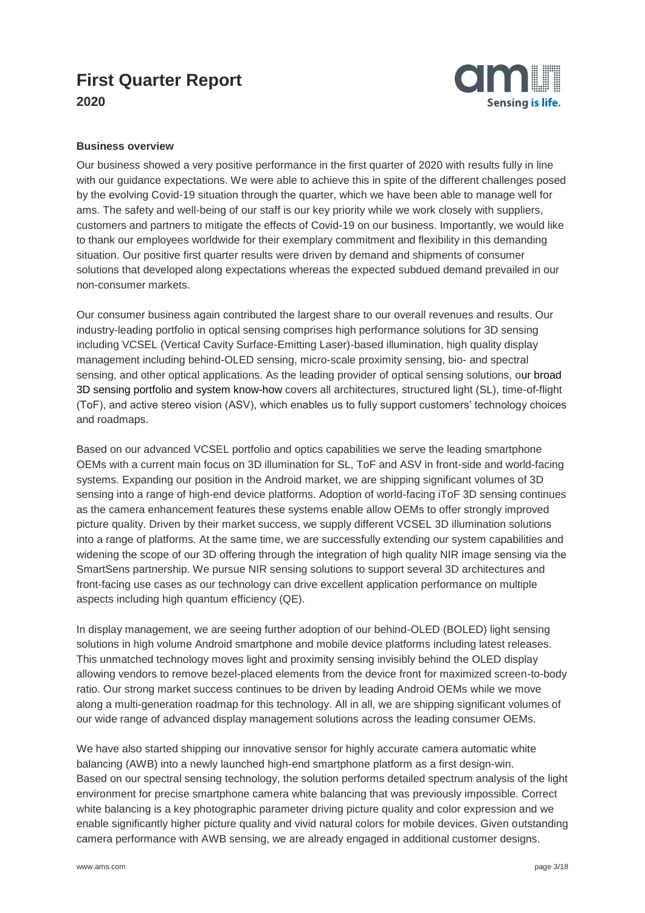# First Quarter Report
## 2020

### Business overview

Our business showed a very positive performance in the first quarter of 2020 with results fully in line with our guidance expectations. We were able to achieve this in spite of the different challenges posed by the evolving Covid-19 situation through the quarter, which we have been able to manage well for ams. The safety and well-being of our staff is our key priority while we work closely with suppliers, customers and partners to mitigate the effects of Covid-19 on our business. Importantly, we would like to thank our employees worldwide for their exemplary commitment and flexibility in this demanding situation. Our positive first quarter results were driven by demand and shipments of consumer solutions that developed along expectations whereas the expected subdued demand prevailed in our non-consumer markets.

Our consumer business again contributed the largest share to our overall revenues and results. Our industry-leading portfolio in optical sensing comprises high performance solutions for 3D sensing including VCSEL (Vertical Cavity Surface-Emitting Laser)-based illumination, high quality display management including behind-OLED sensing, micro-scale proximity sensing, bio- and spectral sensing, and other optical applications. As the leading provider of optical sensing solutions, our broad 3D sensing portfolio and system know-how covers all architectures, structured light (SL), time-of-flight (ToF), and active stereo vision (ASV), which enables us to fully support customers' technology choices and roadmaps.

Based on our advanced VCSEL portfolio and optics capabilities we serve the leading smartphone OEMs with a current main focus on 3D illumination for SL, ToF and ASV in front-side and world-facing systems. Expanding our position in the Android market, we are shipping significant volumes of 3D sensing into a range of high-end device platforms. Adoption of world-facing iToF 3D sensing continues as the camera enhancement features these systems enable allow OEMs to offer strongly improved picture quality. Driven by their market success, we supply different VCSEL 3D illumination solutions into a range of platforms. At the same time, we are successfully extending our system capabilities and widening the scope of our 3D offering through the integration of high quality NIR image sensing via the SmartSens partnership. We pursue NIR sensing solutions to support several 3D architectures and front-facing use cases as our technology can drive excellent application performance on multiple aspects including high quantum efficiency (QE).

In display management, we are seeing further adoption of our behind-OLED (BOLED) light sensing solutions in high volume Android smartphone and mobile device platforms including latest releases. This unmatched technology moves light and proximity sensing invisibly behind the OLED display allowing vendors to remove bezel-placed elements from the device front for maximized screen-to-body ratio. Our strong market success continues to be driven by leading Android OEMs while we move along a multi-generation roadmap for this technology. All in all, we are shipping significant volumes of our wide range of advanced display management solutions across the leading consumer OEMs.

We have also started shipping our innovative sensor for highly accurate camera automatic white balancing (AWB) into a newly launched high-end smartphone platform as a first design-win. Based on our spectral sensing technology, the solution performs detailed spectrum analysis of the light environment for precise smartphone camera white balancing that was previously impossible. Correct white balancing is a key photographic parameter driving picture quality and color expression and we enable significantly higher picture quality and vivid natural colors for mobile devices. Given outstanding camera performance with AWB sensing, we are already engaged in additional customer designs.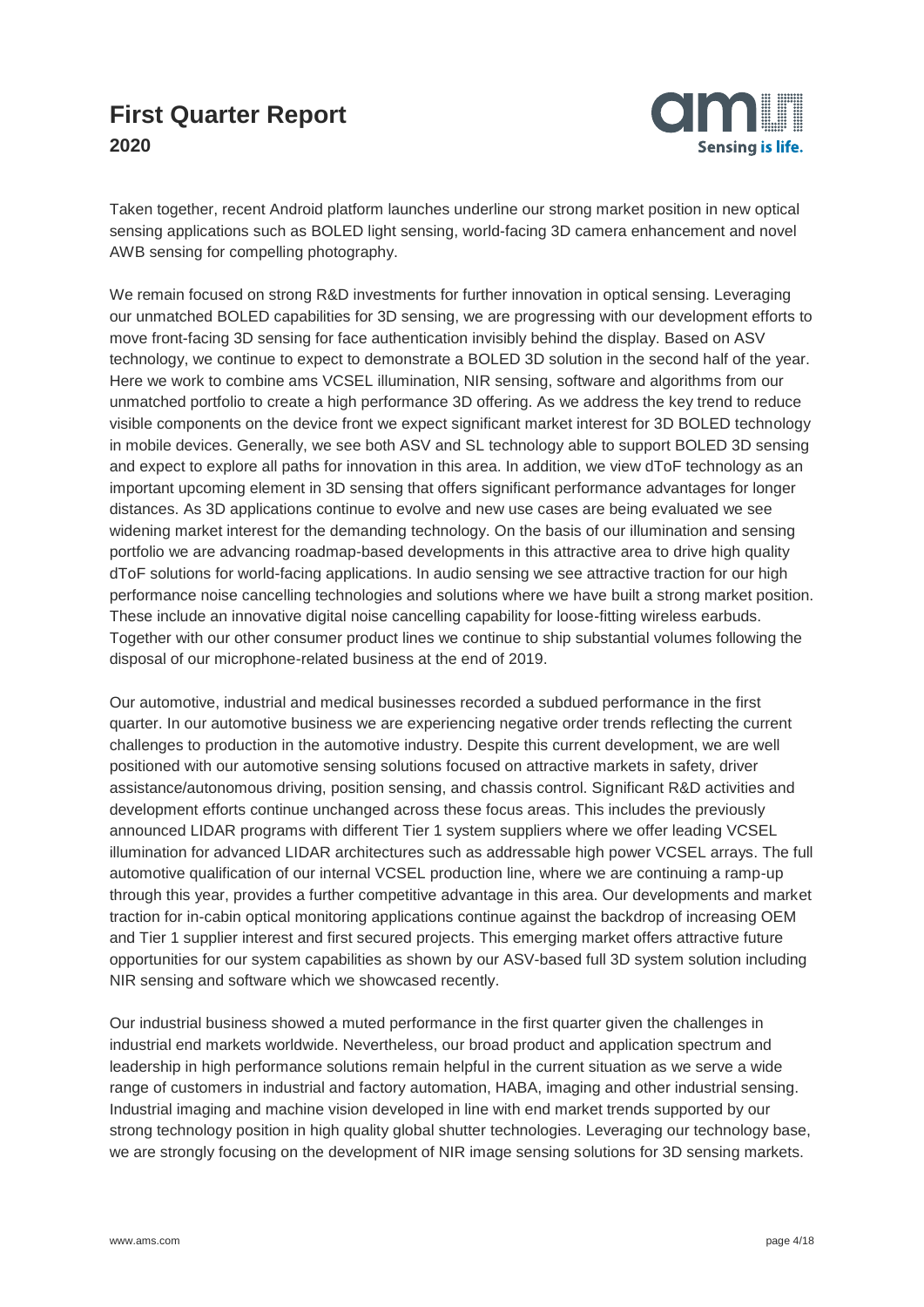Taken together, recent Android platform launches underline our strong market position in new optical sensing applications such as BOLED light sensing, world-facing 3D camera enhancement and novel AWB sensing for compelling photography.

We remain focused on strong R&D investments for further innovation in optical sensing. Leveraging our unmatched BOLED capabilities for 3D sensing, we are progressing with our development efforts to move front-facing 3D sensing for face authentication invisibly behind the display. Based on ASV technology, we continue to expect to demonstrate a BOLED 3D solution in the second half of the year. Here we work to combine ams VCSEL illumination, NIR sensing, software and algorithms from our unmatched portfolio to create a high performance 3D offering. As we address the key trend to reduce visible components on the device front we expect significant market interest for 3D BOLED technology in mobile devices. Generally, we see both ASV and SL technology able to support BOLED 3D sensing and expect to explore all paths for innovation in this area. In addition, we view dToF technology as an important upcoming element in 3D sensing that offers significant performance advantages for longer distances. As 3D applications continue to evolve and new use cases are being evaluated we see widening market interest for the demanding technology. On the basis of our illumination and sensing portfolio we are advancing roadmap-based developments in this attractive area to drive high quality dToF solutions for world-facing applications. In audio sensing we see attractive traction for our high performance noise cancelling technologies and solutions where we have built a strong market position. These include an innovative digital noise cancelling capability for loose-fitting wireless earbuds. Together with our other consumer product lines we continue to ship substantial volumes following the disposal of our microphone-related business at the end of 2019.

Our automotive, industrial and medical businesses recorded a subdued performance in the first quarter. In our automotive business we are experiencing negative order trends reflecting the current challenges to production in the automotive industry. Despite this current development, we are well positioned with our automotive sensing solutions focused on attractive markets in safety, driver assistance/autonomous driving, position sensing, and chassis control. Significant R&D activities and development efforts continue unchanged across these focus areas. This includes the previously announced LIDAR programs with different Tier 1 system suppliers where we offer leading VCSEL illumination for advanced LIDAR architectures such as addressable high power VCSEL arrays. The full automotive qualification of our internal VCSEL production line, where we are continuing a ramp-up through this year, provides a further competitive advantage in this area. Our developments and market traction for in-cabin optical monitoring applications continue against the backdrop of increasing OEM and Tier 1 supplier interest and first secured projects. This emerging market offers attractive future opportunities for our system capabilities as shown by our ASV-based full 3D system solution including NIR sensing and software which we showcased recently.

Our industrial business showed a muted performance in the first quarter given the challenges in industrial end markets worldwide. Nevertheless, our broad product and application spectrum and leadership in high performance solutions remain helpful in the current situation as we serve a wide range of customers in industrial and factory automation, HABA, imaging and other industrial sensing. Industrial imaging and machine vision developed in line with end market trends supported by our strong technology position in high quality global shutter technologies. Leveraging our technology base, we are strongly focusing on the development of NIR image sensing solutions for 3D sensing markets.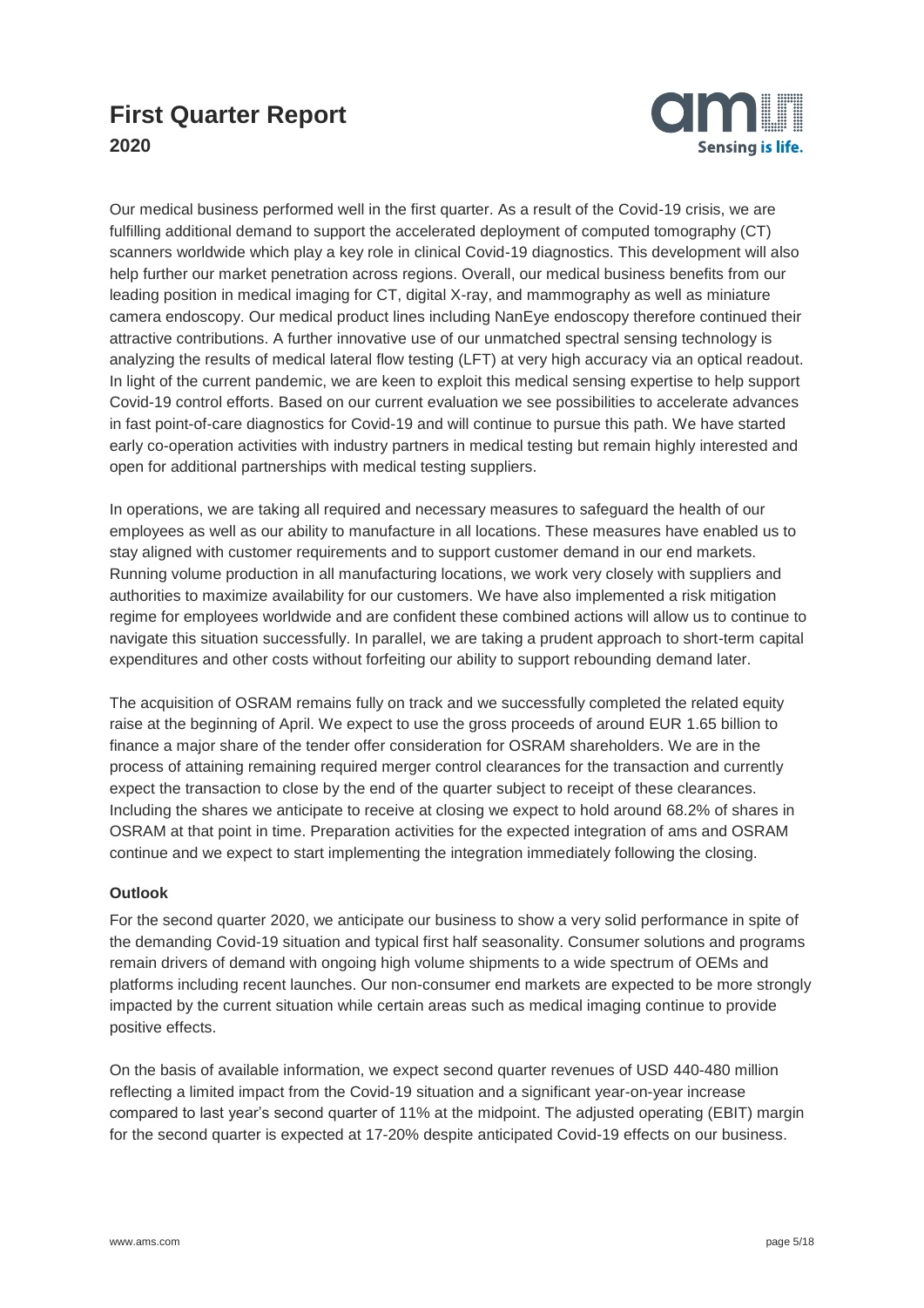Our medical business performed well in the first quarter. As a result of the Covid-19 crisis, we are fulfilling additional demand to support the accelerated deployment of computed tomography (CT) scanners worldwide which play a key role in clinical Covid-19 diagnostics. This development will also help further our market penetration across regions. Overall, our medical business benefits from our leading position in medical imaging for CT, digital X-ray, and mammography as well as miniature camera endoscopy. Our medical product lines including NanEye endoscopy therefore continued their attractive contributions. A further innovative use of our unmatched spectral sensing technology is analyzing the results of medical lateral flow testing (LFT) at very high accuracy via an optical readout. In light of the current pandemic, we are keen to exploit this medical sensing expertise to help support Covid-19 control efforts. Based on our current evaluation we see possibilities to accelerate advances in fast point-of-care diagnostics for Covid-19 and will continue to pursue this path. We have started early co-operation activities with industry partners in medical testing but remain highly interested and open for additional partnerships with medical testing suppliers.

In operations, we are taking all required and necessary measures to safeguard the health of our employees as well as our ability to manufacture in all locations. These measures have enabled us to stay aligned with customer requirements and to support customer demand in our end markets. Running volume production in all manufacturing locations, we work very closely with suppliers and authorities to maximize availability for our customers. We have also implemented a risk mitigation regime for employees worldwide and are confident these combined actions will allow us to continue to navigate this situation successfully. In parallel, we are taking a prudent approach to short-term capital expenditures and other costs without forfeiting our ability to support rebounding demand later.

The acquisition of OSRAM remains fully on track and we successfully completed the related equity raise at the beginning of April. We expect to use the gross proceeds of around EUR 1.65 billion to finance a major share of the tender offer consideration for OSRAM shareholders. We are in the process of attaining remaining required merger control clearances for the transaction and currently expect the transaction to close by the end of the quarter subject to receipt of these clearances. Including the shares we anticipate to receive at closing we expect to hold around 68.2% of shares in OSRAM at that point in time. Preparation activities for the expected integration of ams and OSRAM continue and we expect to start implementing the integration immediately following the closing.

**Outlook**

For the second quarter 2020, we anticipate our business to show a very solid performance in spite of the demanding Covid-19 situation and typical first half seasonality. Consumer solutions and programs remain drivers of demand with ongoing high volume shipments to a wide spectrum of OEMs and platforms including recent launches. Our non-consumer end markets are expected to be more strongly impacted by the current situation while certain areas such as medical imaging continue to provide positive effects.

On the basis of available information, we expect second quarter revenues of USD 440-480 million reflecting a limited impact from the Covid-19 situation and a significant year-on-year increase compared to last year's second quarter of 11% at the midpoint. The adjusted operating (EBIT) margin for the second quarter is expected at 17-20% despite anticipated Covid-19 effects on our business.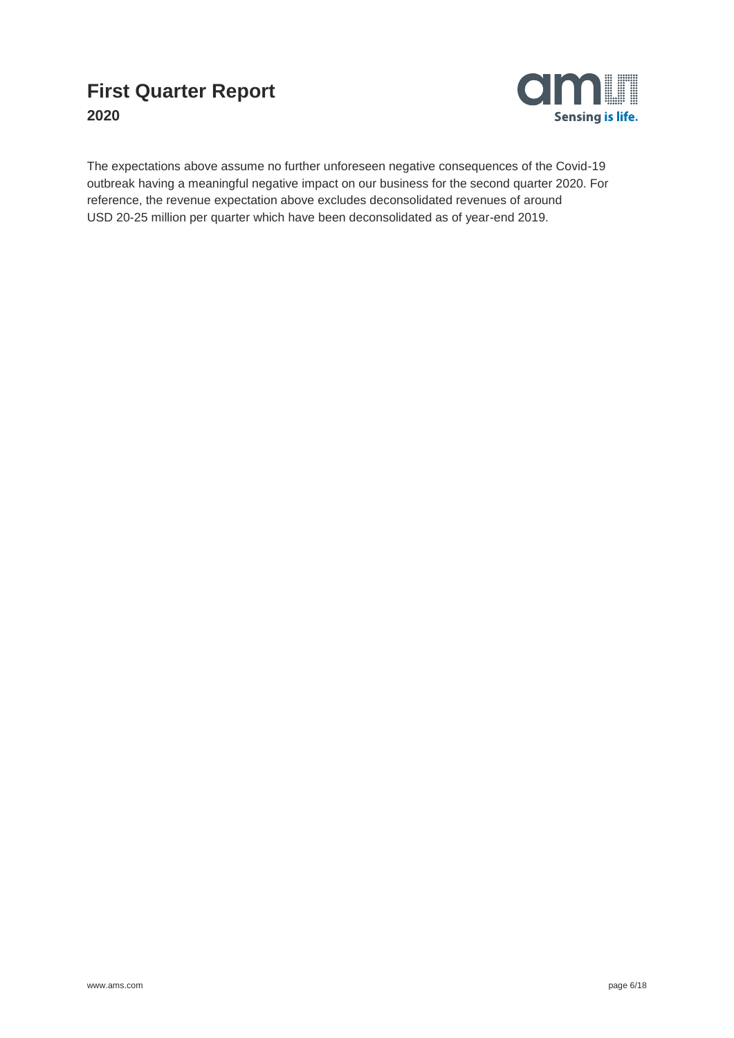The expectations above assume no further unforeseen negative consequences of the Covid-19 outbreak having a meaningful negative impact on our business for the second quarter 2020. For reference, the revenue expectation above excludes deconsolidated revenues of around USD 20-25 million per quarter which have been deconsolidated as of year-end 2019.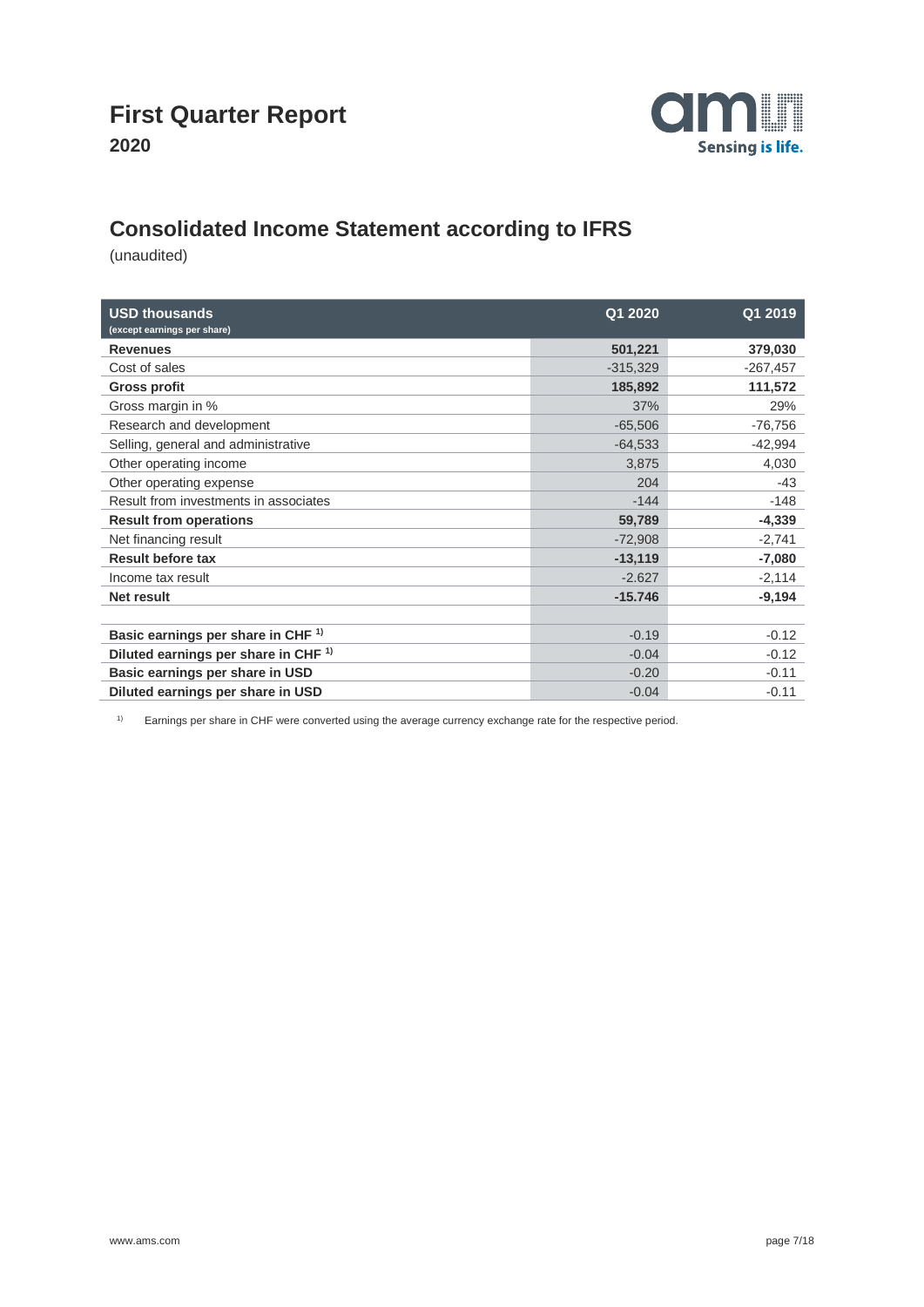# First Quarter Report

**2020**

## Consolidated Income Statement according to IFRS

(unaudited)

| **USD thousands** (except earnings per share) | **Q1 2020** | **Q1 2019** |
|---|---|---|
| **Revenues** | **501,221** | **379,030** |
| Cost of sales | -315,329 | -267,457 |
| **Gross profit** | **185,892** | **111,572** |
| Gross margin in % | 37% | 29% |
| Research and development | -65,506 | -76,756 |
| Selling, general and administrative | -64,533 | -42,994 |
| Other operating income | 3,875 | 4,030 |
| Other operating expense | 204 | -43 |
| Result from investments in associates | -144 | -148 |
| **Result from operations** | **59,789** | **-4,339** |
| Net financing result | -72,908 | -2,741 |
| **Result before tax** | **-13,119** | **-7,080** |
| Income tax result | -2.627 | -2,114 |
| **Net result** | **-15.746** | **-9,194** |
| | | |
| **Basic earnings per share in CHF** [1)] | -0.19 | -0.12 |
| **Diluted earnings per share in CHF** [1)] | -0.04 | -0.12 |
| **Basic earnings per share in USD** | -0.20 | -0.11 |
| **Diluted earnings per share in USD** | -0.04 | -0.11 |

[1)] Earnings per share in CHF were converted using the average currency exchange rate for the respective period.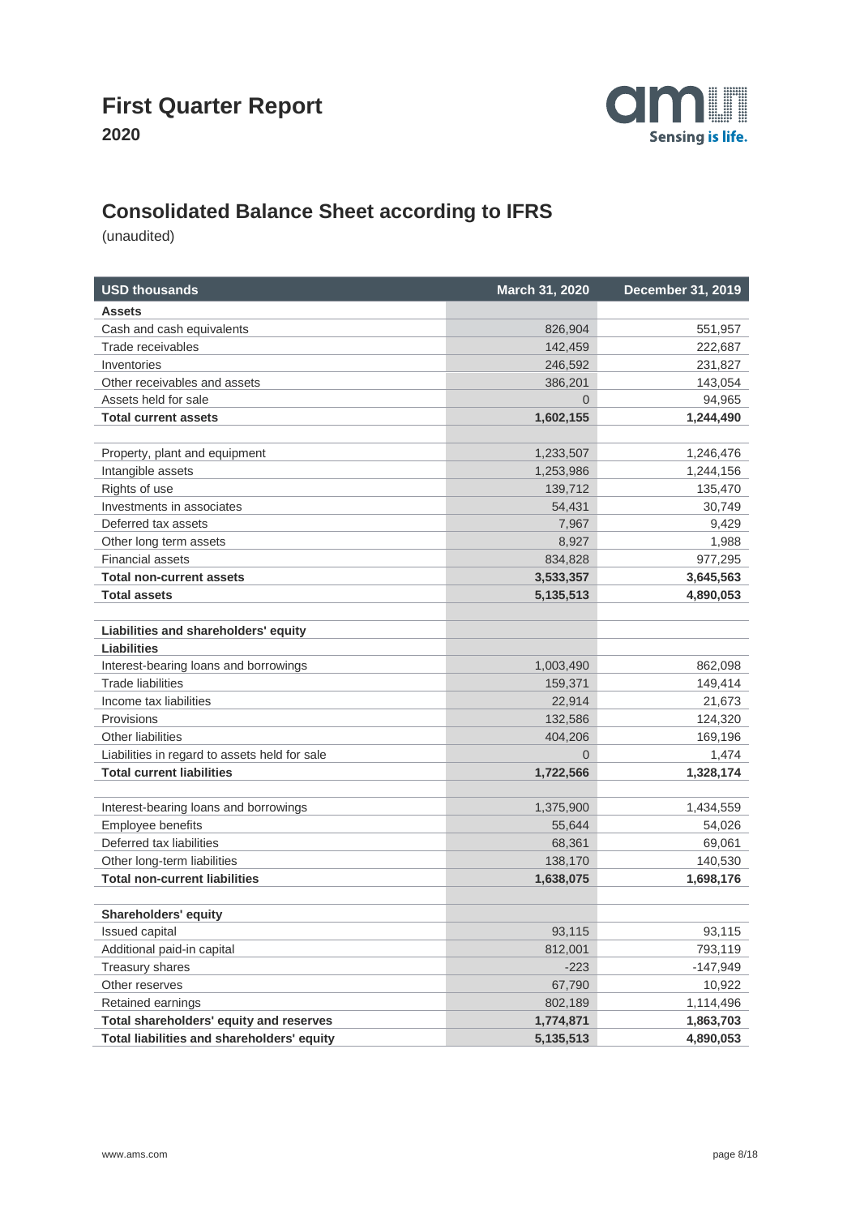# First Quarter Report

## 2020

## Consolidated Balance Sheet according to IFRS

(unaudited)

| USD thousands | March 31, 2020 | December 31, 2019 |
|---|---|---|
| **Assets** | | |
| Cash and cash equivalents | 826,904 | 551,957 |
| Trade receivables | 142,459 | 222,687 |
| Inventories | 246,592 | 231,827 |
| Other receivables and assets | 386,201 | 143,054 |
| Assets held for sale | 0 | 94,965 |
| **Total current assets** | **1,602,155** | **1,244,490** |
| | | |
| Property, plant and equipment | 1,233,507 | 1,246,476 |
| Intangible assets | 1,253,986 | 1,244,156 |
| Rights of use | 139,712 | 135,470 |
| Investments in associates | 54,431 | 30,749 |
| Deferred tax assets | 7,967 | 9,429 |
| Other long term assets | 8,927 | 1,988 |
| Financial assets | 834,828 | 977,295 |
| **Total non-current assets** | **3,533,357** | **3,645,563** |
| **Total assets** | **5,135,513** | **4,890,053** |
| | | |
| **Liabilities and shareholders' equity** | | |
| **Liabilities** | | |
| Interest-bearing loans and borrowings | 1,003,490 | 862,098 |
| Trade liabilities | 159,371 | 149,414 |
| Income tax liabilities | 22,914 | 21,673 |
| Provisions | 132,586 | 124,320 |
| Other liabilities | 404,206 | 169,196 |
| Liabilities in regard to assets held for sale | 0 | 1,474 |
| **Total current liabilities** | **1,722,566** | **1,328,174** |
| | | |
| Interest-bearing loans and borrowings | 1,375,900 | 1,434,559 |
| Employee benefits | 55,644 | 54,026 |
| Deferred tax liabilities | 68,361 | 69,061 |
| Other long-term liabilities | 138,170 | 140,530 |
| **Total non-current liabilities** | **1,638,075** | **1,698,176** |
| | | |
| **Shareholders' equity** | | |
| Issued capital | 93,115 | 93,115 |
| Additional paid-in capital | 812,001 | 793,119 |
| Treasury shares | -223 | -147,949 |
| Other reserves | 67,790 | 10,922 |
| Retained earnings | 802,189 | 1,114,496 |
| **Total shareholders' equity and reserves** | **1,774,871** | **1,863,703** |
| **Total liabilities and shareholders' equity** | **5,135,513** | **4,890,053** |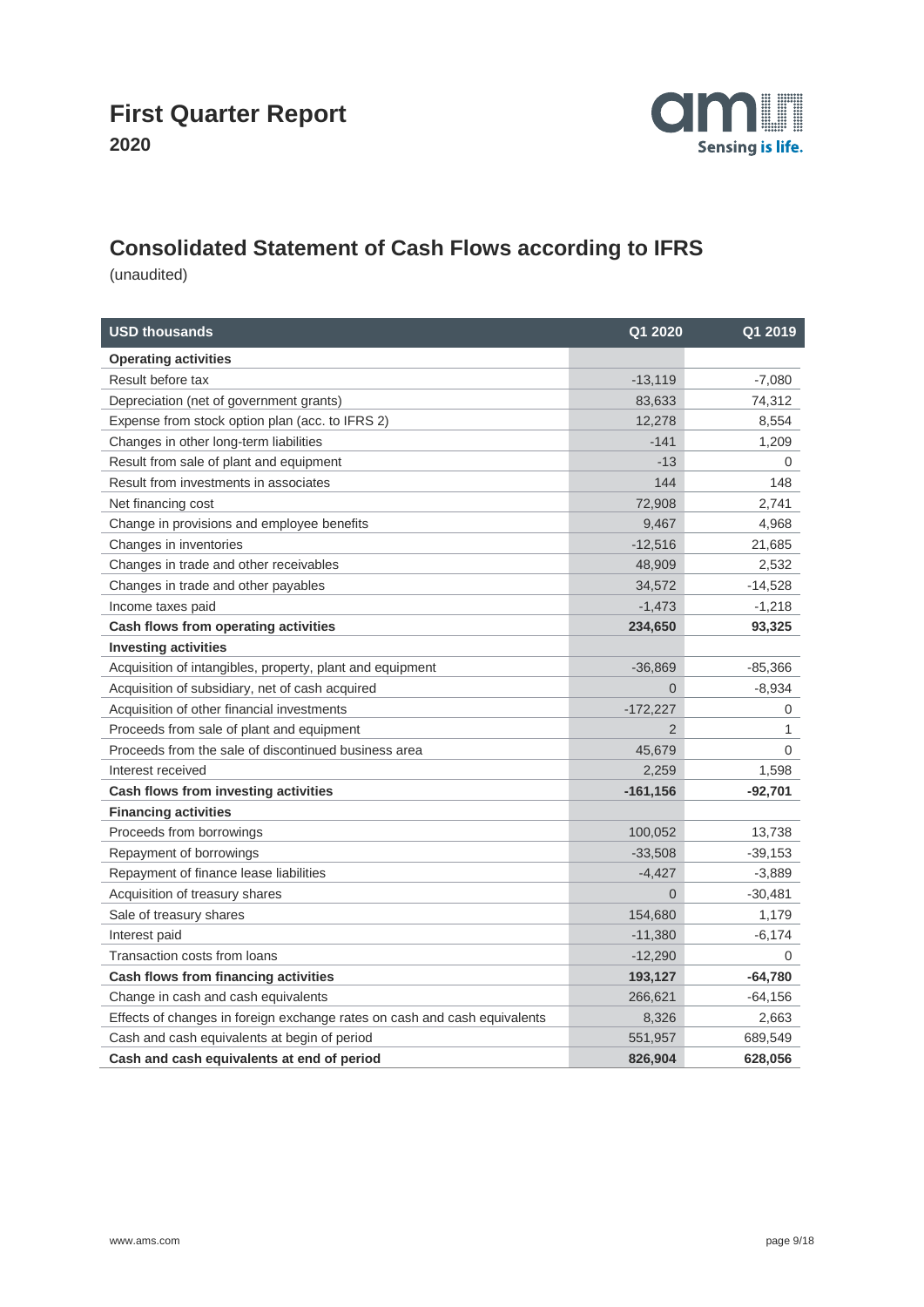# First Quarter Report
**2020**

## Consolidated Statement of Cash Flows according to IFRS

(unaudited)

| USD thousands | Q1 2020 | Q1 2019 |
|---|---|---|
| **Operating activities** | | |
| Result before tax | -13,119 | -7,080 |
| Depreciation (net of government grants) | 83,633 | 74,312 |
| Expense from stock option plan (acc. to IFRS 2) | 12,278 | 8,554 |
| Changes in other long-term liabilities | -141 | 1,209 |
| Result from sale of plant and equipment | -13 | 0 |
| Result from investments in associates | 144 | 148 |
| Net financing cost | 72,908 | 2,741 |
| Change in provisions and employee benefits | 9,467 | 4,968 |
| Changes in inventories | -12,516 | 21,685 |
| Changes in trade and other receivables | 48,909 | 2,532 |
| Changes in trade and other payables | 34,572 | -14,528 |
| Income taxes paid | -1,473 | -1,218 |
| **Cash flows from operating activities** | **234,650** | **93,325** |
| **Investing activities** | | |
| Acquisition of intangibles, property, plant and equipment | -36,869 | -85,366 |
| Acquisition of subsidiary, net of cash acquired | 0 | -8,934 |
| Acquisition of other financial investments | -172,227 | 0 |
| Proceeds from sale of plant and equipment | 2 | 1 |
| Proceeds from the sale of discontinued business area | 45,679 | 0 |
| Interest received | 2,259 | 1,598 |
| **Cash flows from investing activities** | **-161,156** | **-92,701** |
| **Financing activities** | | |
| Proceeds from borrowings | 100,052 | 13,738 |
| Repayment of borrowings | -33,508 | -39,153 |
| Repayment of finance lease liabilities | -4,427 | -3,889 |
| Acquisition of treasury shares | 0 | -30,481 |
| Sale of treasury shares | 154,680 | 1,179 |
| Interest paid | -11,380 | -6,174 |
| Transaction costs from loans | -12,290 | 0 |
| **Cash flows from financing activities** | **193,127** | **-64,780** |
| Change in cash and cash equivalents | 266,621 | -64,156 |
| Effects of changes in foreign exchange rates on cash and cash equivalents | 8,326 | 2,663 |
| Cash and cash equivalents at begin of period | 551,957 | 689,549 |
| **Cash and cash equivalents at end of period** | **826,904** | **628,056** |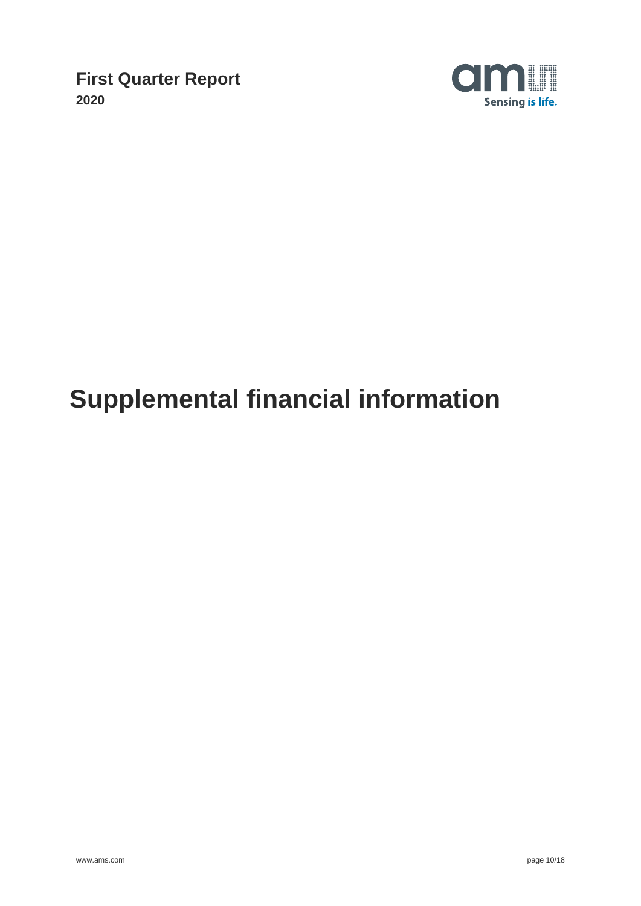# Supplemental financial information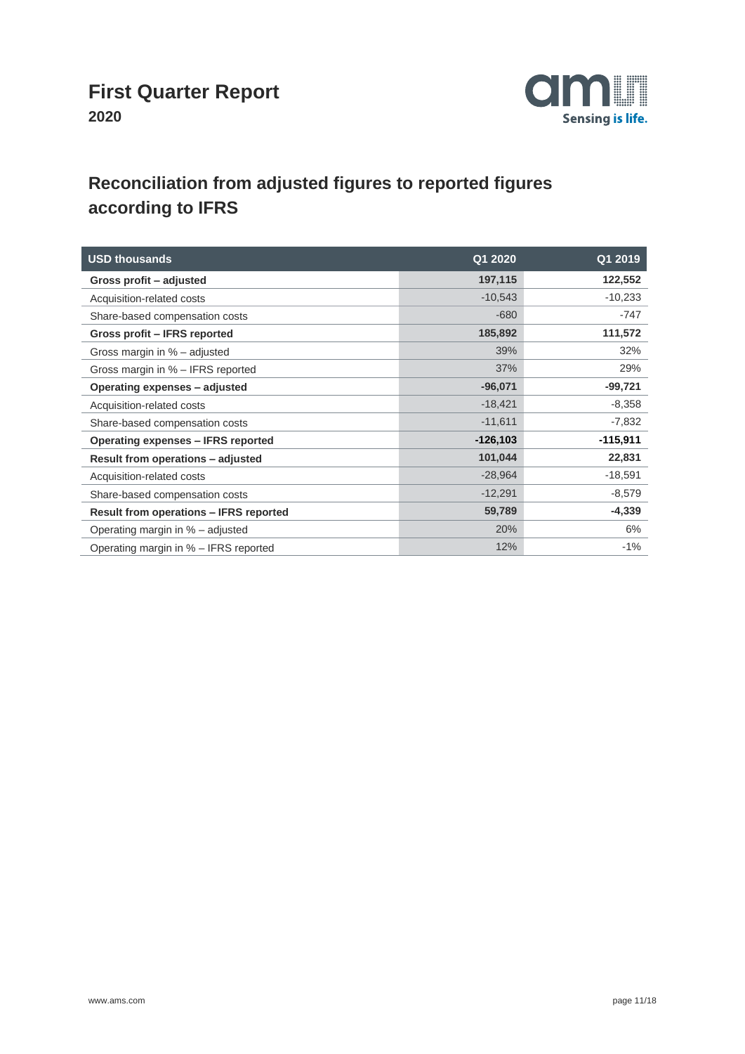## Reconciliation from adjusted figures to reported figures according to IFRS

| USD thousands | Q1 2020 | Q1 2019 |
|---|---|---|
| **Gross profit – adjusted** | **197,115** | **122,552** |
| Acquisition-related costs | -10,543 | -10,233 |
| Share-based compensation costs | -680 | -747 |
| **Gross profit – IFRS reported** | **185,892** | **111,572** |
| Gross margin in % – adjusted | 39% | 32% |
| Gross margin in % – IFRS reported | 37% | 29% |
| **Operating expenses – adjusted** | **-96,071** | **-99,721** |
| Acquisition-related costs | -18,421 | -8,358 |
| Share-based compensation costs | -11,611 | -7,832 |
| **Operating expenses – IFRS reported** | **-126,103** | **-115,911** |
| **Result from operations – adjusted** | **101,044** | **22,831** |
| Acquisition-related costs | -28,964 | -18,591 |
| Share-based compensation costs | -12,291 | -8,579 |
| **Result from operations – IFRS reported** | **59,789** | **-4,339** |
| Operating margin in % – adjusted | 20% | 6% |
| Operating margin in % – IFRS reported | 12% | -1% |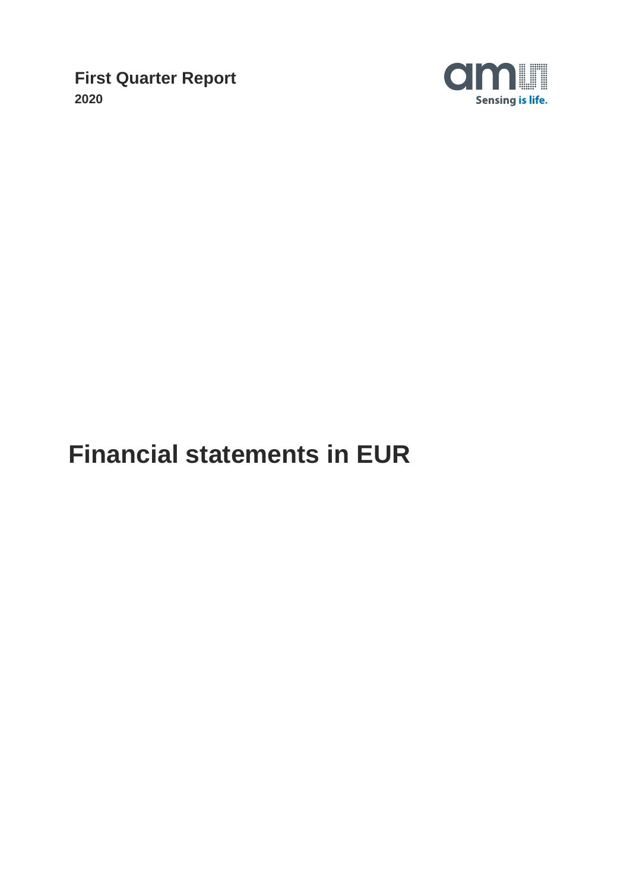**First Quarter Report**
**2020**

# Financial statements in EUR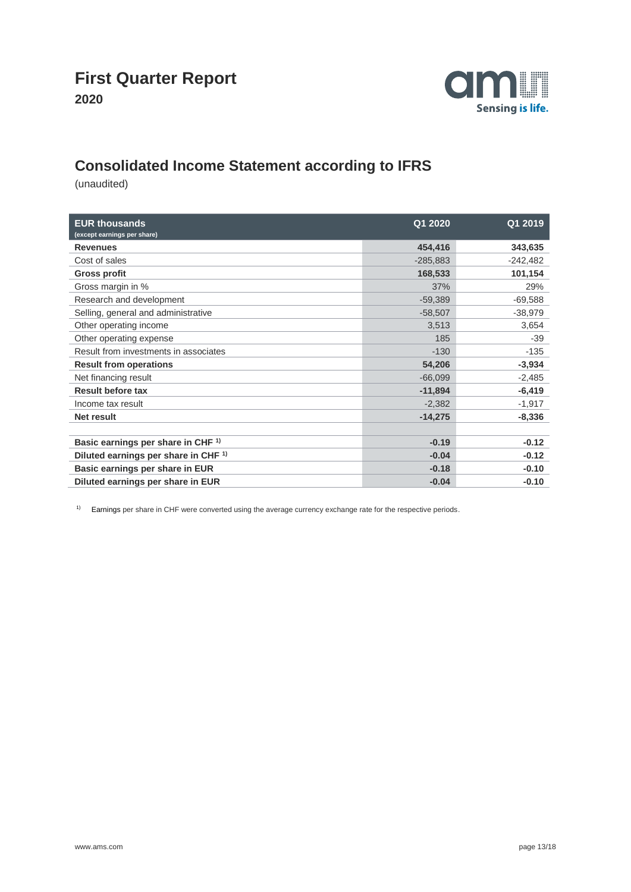# First Quarter Report

**2020**

## Consolidated Income Statement according to IFRS

(unaudited)

| EUR thousands (except earnings per share) | Q1 2020 | Q1 2019 |
|---|---|---|
| **Revenues** | **454,416** | **343,635** |
| Cost of sales | -285,883 | -242,482 |
| **Gross profit** | **168,533** | **101,154** |
| Gross margin in % | 37% | 29% |
| Research and development | -59,389 | -69,588 |
| Selling, general and administrative | -58,507 | -38,979 |
| Other operating income | 3,513 | 3,654 |
| Other operating expense | 185 | -39 |
| Result from investments in associates | -130 | -135 |
| **Result from operations** | **54,206** | **-3,934** |
| Net financing result | -66,099 | -2,485 |
| **Result before tax** | **-11,894** | **-6,419** |
| Income tax result | -2,382 | -1,917 |
| **Net result** | **-14,275** | **-8,336** |
| | | |
| **Basic earnings per share in CHF [1)]** | **-0.19** | **-0.12** |
| **Diluted earnings per share in CHF [1)]** | **-0.04** | **-0.12** |
| **Basic earnings per share in EUR** | **-0.18** | **-0.10** |
| **Diluted earnings per share in EUR** | **-0.04** | **-0.10** |

[1)] Earnings per share in CHF were converted using the average currency exchange rate for the respective periods.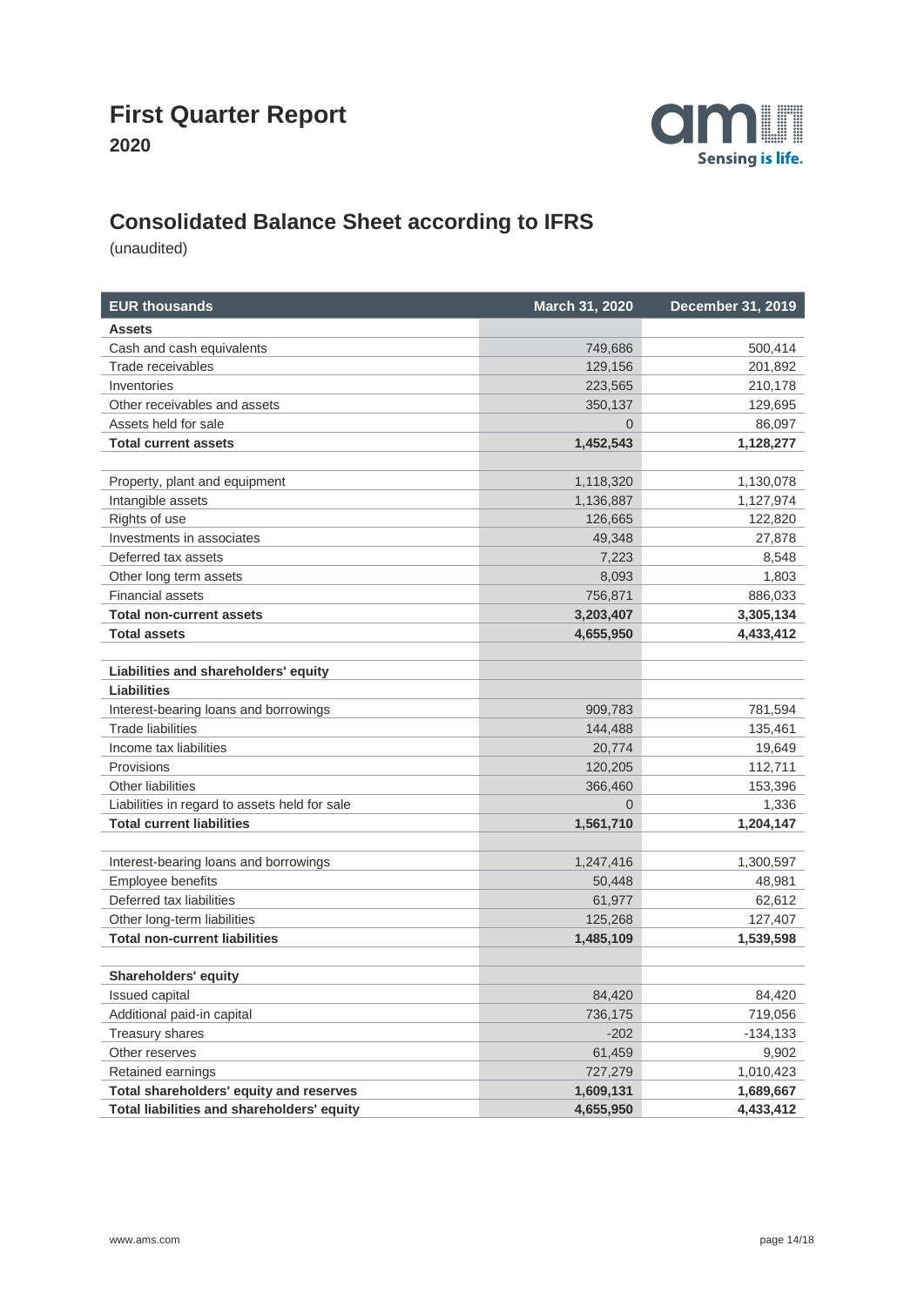# First Quarter Report

**2020**

## Consolidated Balance Sheet according to IFRS

(unaudited)

| EUR thousands | March 31, 2020 | December 31, 2019 |
|---|---|---|
| **Assets** | | |
| Cash and cash equivalents | 749,686 | 500,414 |
| Trade receivables | 129,156 | 201,892 |
| Inventories | 223,565 | 210,178 |
| Other receivables and assets | 350,137 | 129,695 |
| Assets held for sale | 0 | 86,097 |
| **Total current assets** | **1,452,543** | **1,128,277** |
| | | |
| Property, plant and equipment | 1,118,320 | 1,130,078 |
| Intangible assets | 1,136,887 | 1,127,974 |
| Rights of use | 126,665 | 122,820 |
| Investments in associates | 49,348 | 27,878 |
| Deferred tax assets | 7,223 | 8,548 |
| Other long term assets | 8,093 | 1,803 |
| Financial assets | 756,871 | 886,033 |
| **Total non-current assets** | **3,203,407** | **3,305,134** |
| **Total assets** | **4,655,950** | **4,433,412** |
| | | |
| **Liabilities and shareholders' equity** | | |
| **Liabilities** | | |
| Interest-bearing loans and borrowings | 909,783 | 781,594 |
| Trade liabilities | 144,488 | 135,461 |
| Income tax liabilities | 20,774 | 19,649 |
| Provisions | 120,205 | 112,711 |
| Other liabilities | 366,460 | 153,396 |
| Liabilities in regard to assets held for sale | 0 | 1,336 |
| **Total current liabilities** | **1,561,710** | **1,204,147** |
| | | |
| Interest-bearing loans and borrowings | 1,247,416 | 1,300,597 |
| Employee benefits | 50,448 | 48,981 |
| Deferred tax liabilities | 61,977 | 62,612 |
| Other long-term liabilities | 125,268 | 127,407 |
| **Total non-current liabilities** | **1,485,109** | **1,539,598** |
| | | |
| **Shareholders' equity** | | |
| Issued capital | 84,420 | 84,420 |
| Additional paid-in capital | 736,175 | 719,056 |
| Treasury shares | -202 | -134,133 |
| Other reserves | 61,459 | 9,902 |
| Retained earnings | 727,279 | 1,010,423 |
| **Total shareholders' equity and reserves** | **1,609,131** | **1,689,667** |
| **Total liabilities and shareholders' equity** | **4,655,950** | **4,433,412** |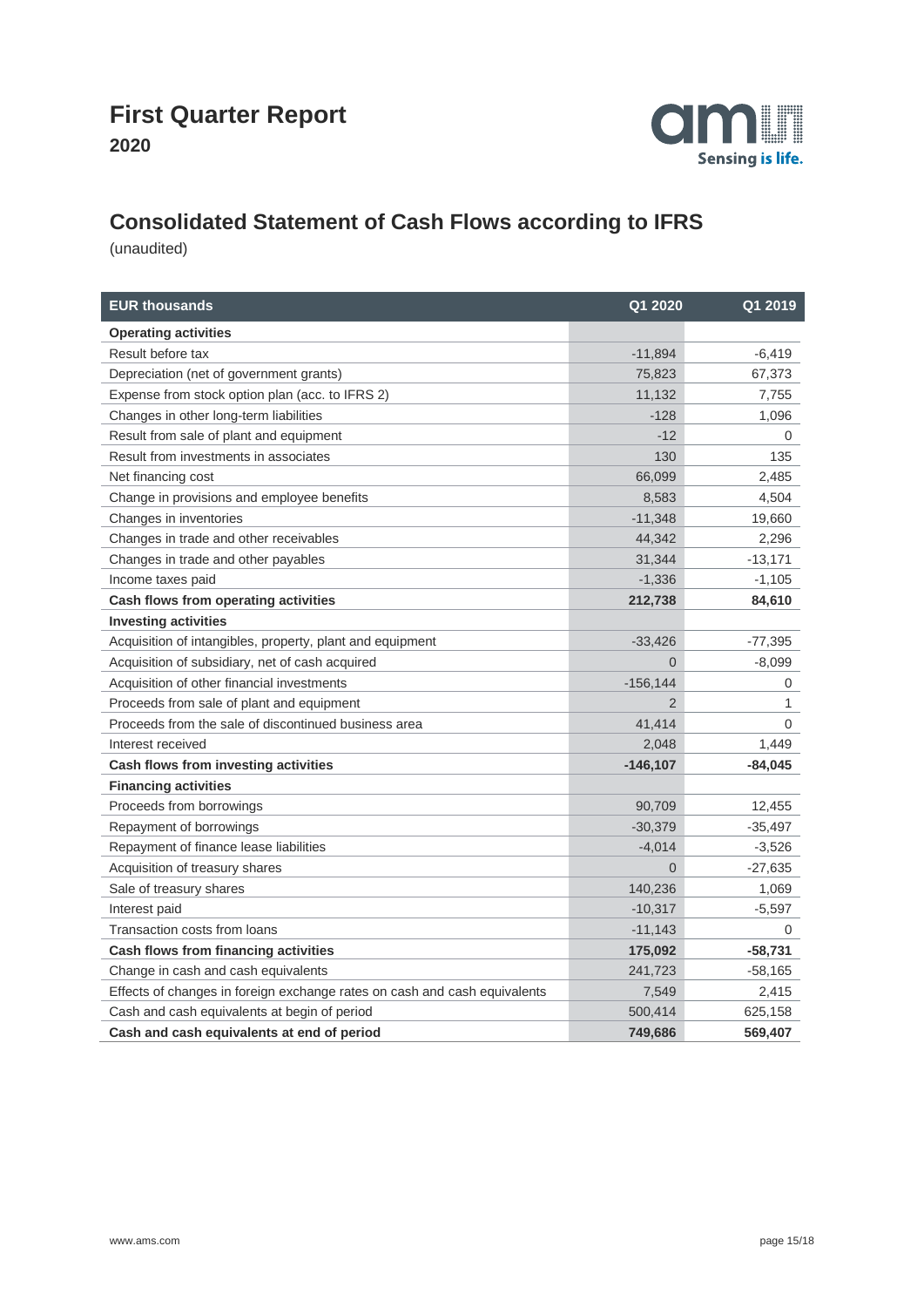# First Quarter Report
## 2020

## Consolidated Statement of Cash Flows according to IFRS

(unaudited)

| EUR thousands | Q1 2020 | Q1 2019 |
|---|---|---|
| **Operating activities** | | |
| Result before tax | -11,894 | -6,419 |
| Depreciation (net of government grants) | 75,823 | 67,373 |
| Expense from stock option plan (acc. to IFRS 2) | 11,132 | 7,755 |
| Changes in other long-term liabilities | -128 | 1,096 |
| Result from sale of plant and equipment | -12 | 0 |
| Result from investments in associates | 130 | 135 |
| Net financing cost | 66,099 | 2,485 |
| Change in provisions and employee benefits | 8,583 | 4,504 |
| Changes in inventories | -11,348 | 19,660 |
| Changes in trade and other receivables | 44,342 | 2,296 |
| Changes in trade and other payables | 31,344 | -13,171 |
| Income taxes paid | -1,336 | -1,105 |
| **Cash flows from operating activities** | **212,738** | **84,610** |
| **Investing activities** | | |
| Acquisition of intangibles, property, plant and equipment | -33,426 | -77,395 |
| Acquisition of subsidiary, net of cash acquired | 0 | -8,099 |
| Acquisition of other financial investments | -156,144 | 0 |
| Proceeds from sale of plant and equipment | 2 | 1 |
| Proceeds from the sale of discontinued business area | 41,414 | 0 |
| Interest received | 2,048 | 1,449 |
| **Cash flows from investing activities** | **-146,107** | **-84,045** |
| **Financing activities** | | |
| Proceeds from borrowings | 90,709 | 12,455 |
| Repayment of borrowings | -30,379 | -35,497 |
| Repayment of finance lease liabilities | -4,014 | -3,526 |
| Acquisition of treasury shares | 0 | -27,635 |
| Sale of treasury shares | 140,236 | 1,069 |
| Interest paid | -10,317 | -5,597 |
| Transaction costs from loans | -11,143 | 0 |
| **Cash flows from financing activities** | **175,092** | **-58,731** |
| Change in cash and cash equivalents | 241,723 | -58,165 |
| Effects of changes in foreign exchange rates on cash and cash equivalents | 7,549 | 2,415 |
| Cash and cash equivalents at begin of period | 500,414 | 625,158 |
| **Cash and cash equivalents at end of period** | **749,686** | **569,407** |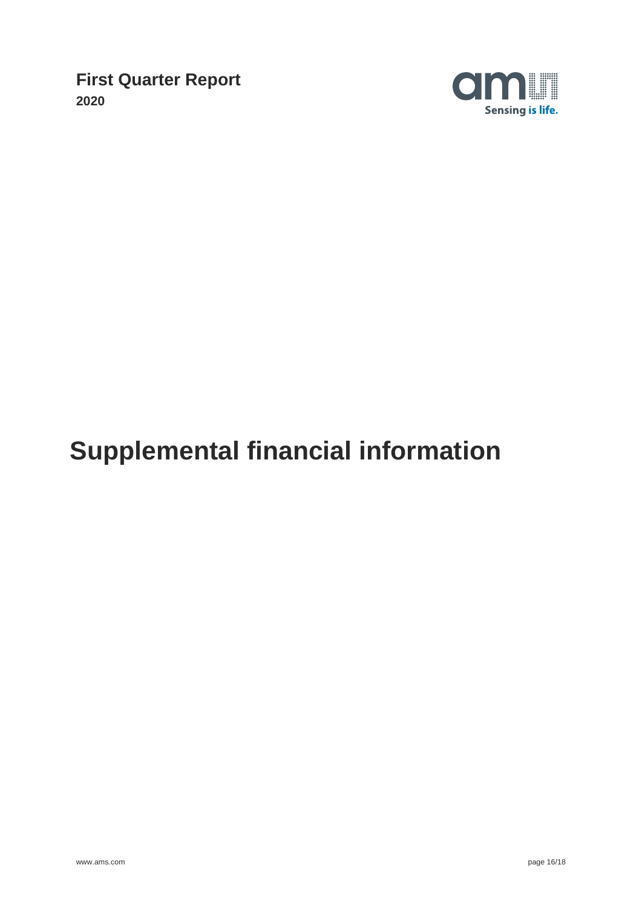# Supplemental financial information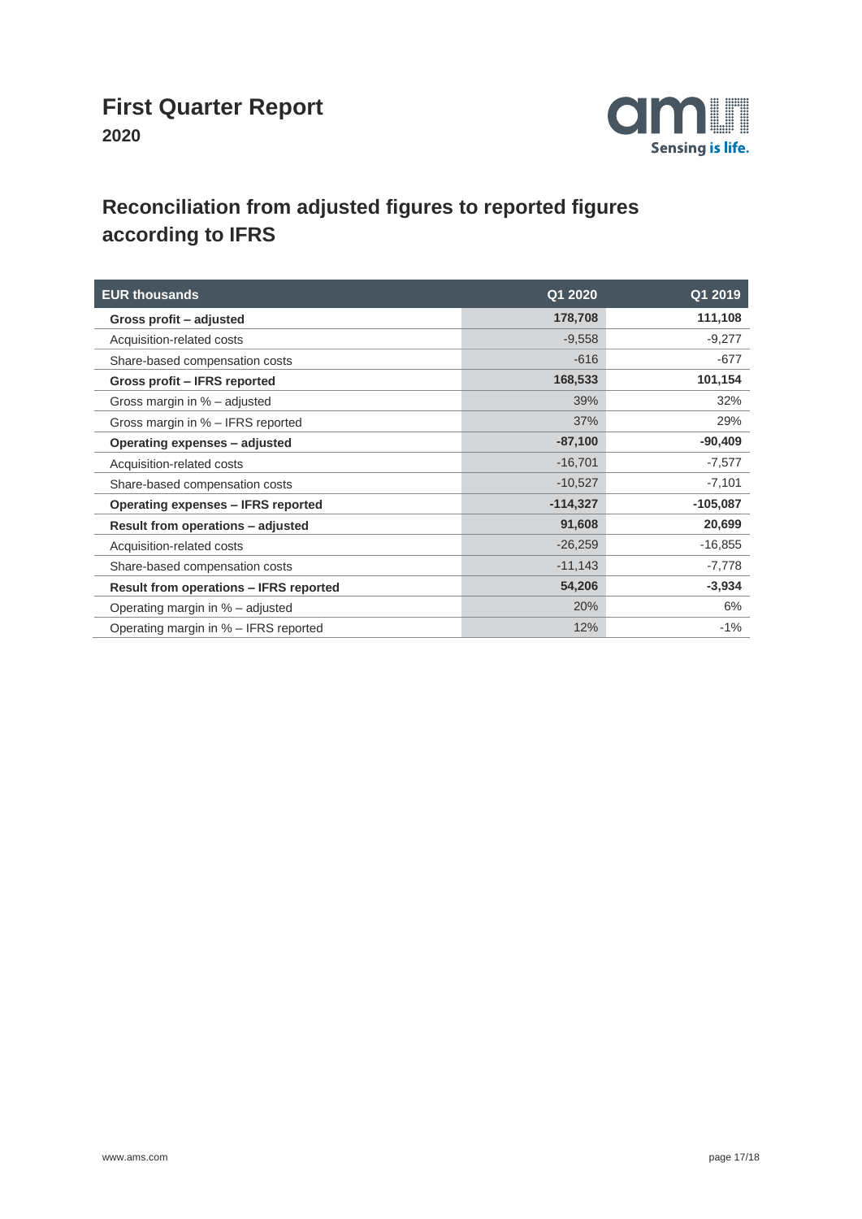# Reconciliation from adjusted figures to reported figures according to IFRS

| EUR thousands | Q1 2020 | Q1 2019 |
|---|---|---|
| **Gross profit – adjusted** | **178,708** | **111,108** |
| Acquisition-related costs | -9,558 | -9,277 |
| Share-based compensation costs | -616 | -677 |
| **Gross profit – IFRS reported** | **168,533** | **101,154** |
| Gross margin in % – adjusted | 39% | 32% |
| Gross margin in % – IFRS reported | 37% | 29% |
| **Operating expenses – adjusted** | **-87,100** | **-90,409** |
| Acquisition-related costs | -16,701 | -7,577 |
| Share-based compensation costs | -10,527 | -7,101 |
| **Operating expenses – IFRS reported** | **-114,327** | **-105,087** |
| **Result from operations – adjusted** | **91,608** | **20,699** |
| Acquisition-related costs | -26,259 | -16,855 |
| Share-based compensation costs | -11,143 | -7,778 |
| **Result from operations – IFRS reported** | **54,206** | **-3,934** |
| Operating margin in % – adjusted | 20% | 6% |
| Operating margin in % – IFRS reported | 12% | -1% |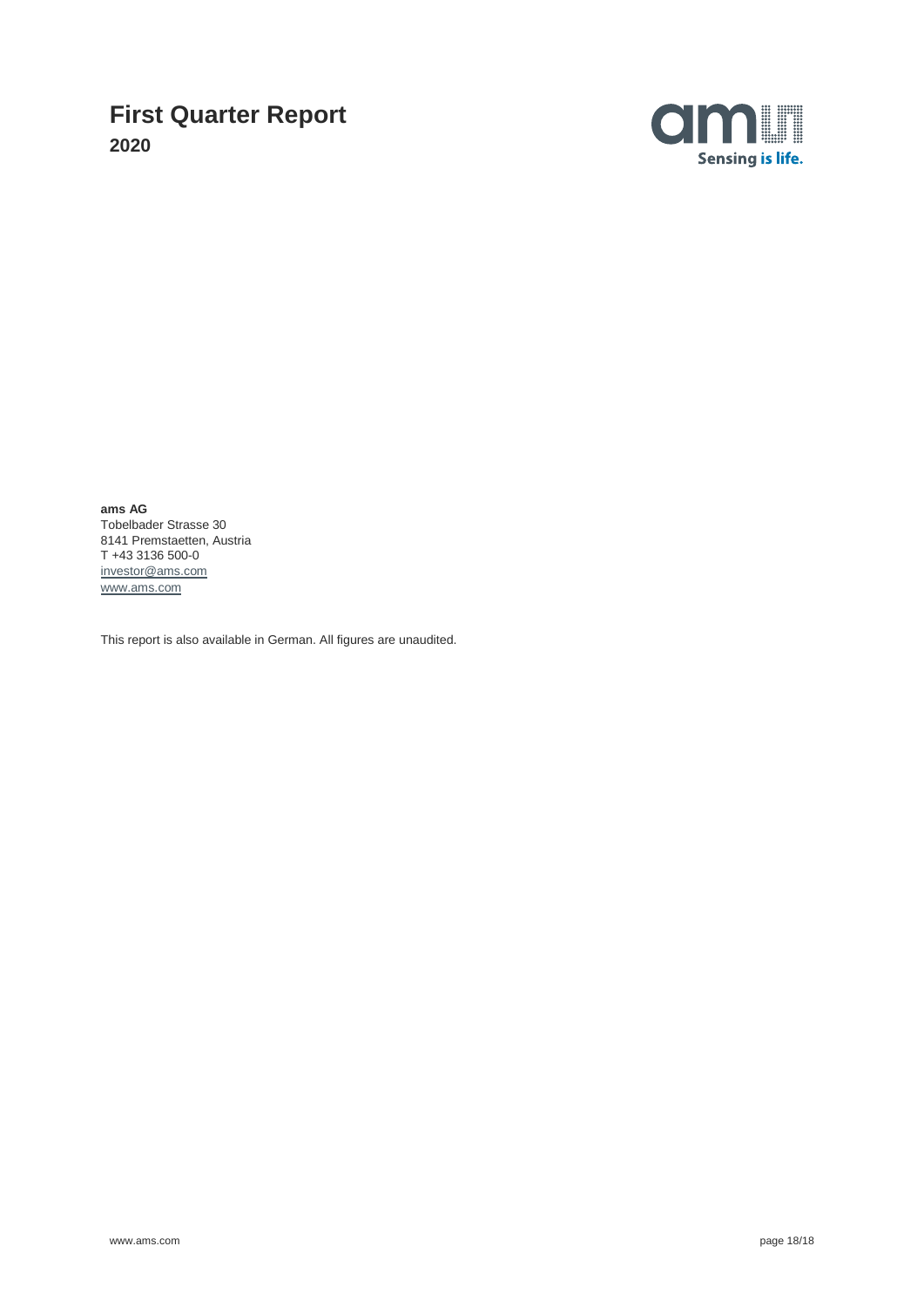# First Quarter Report

## 2020

**ams AG**
Tobelbader Strasse 30
8141 Premstaetten, Austria
T +43 3136 500-0
investor@ams.com
www.ams.com

This report is also available in German. All figures are unaudited.